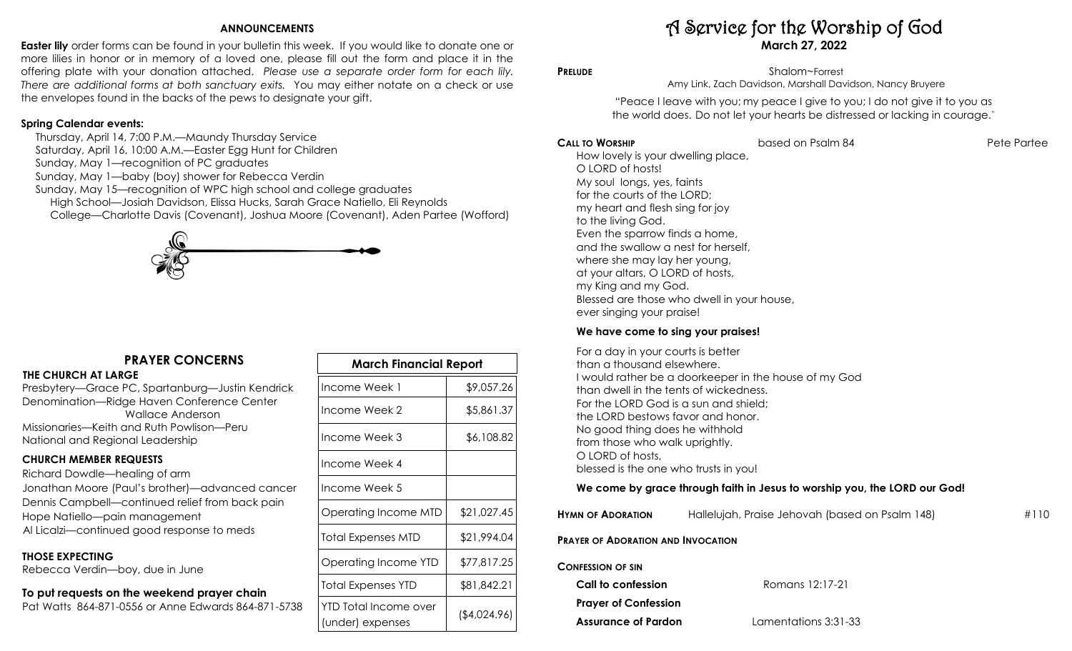## ANNOUNCEMENTS

**Easter lily** order forms can be found in your bulletin this week. If you would like to donate one or more lilies in honor or in memory of a loved one, please fill out the form and place it in the offering plate with your donation attached. *Please use a separate order form for each lily. There are additional forms at both sanctuary exits.* You may either notate on a check or use the envelopes found in the backs of the pews to designate your gift.

**Spring Calendar events:**

Thursday, April 14, 7:00 P.M.—Maundy Thursday Service
Saturday, April 16, 10:00 A.M.—Easter Egg Hunt for Children
Sunday, May 1—recognition of PC graduates
Sunday, May 1—baby (boy) shower for Rebecca Verdin
Sunday, May 15—recognition of WPC high school and college graduates
High School—Josiah Davidson, Elissa Hucks, Sarah Grace Natiello, Eli Reynolds
College—Charlotte Davis (Covenant), Joshua Moore (Covenant), Aden Partee (Wofford)

## PRAYER CONCERNS

**THE CHURCH AT LARGE**

Presbytery—Grace PC, Spartanburg—Justin Kendrick
Denomination—Ridge Haven Conference Center
Wallace Anderson
Missionaries—Keith and Ruth Powlison—Peru
National and Regional Leadership

**CHURCH MEMBER REQUESTS**

Richard Dowdle—healing of arm
Jonathan Moore (Paul's brother)—advanced cancer
Dennis Campbell—continued relief from back pain
Hope Natiello—pain management
Al Licalzi—continued good response to meds

**THOSE EXPECTING**

Rebecca Verdin—boy, due in June

**To put requests on the weekend prayer chain**
Pat Watts 864-871-0556 or Anne Edwards 864-871-5738

| March Financial Report | |
|---|---|
| Income Week 1 | $9,057.26 |
| Income Week 2 | $5,861.37 |
| Income Week 3 | $6,108.82 |
| Income Week 4 | |
| Income Week 5 | |
| Operating Income MTD | $21,027.45 |
| Total Expenses MTD | $21,994.04 |
| Operating Income YTD | $77,817.25 |
| Total Expenses YTD | $81,842.21 |
| YTD Total Income over (under) expenses | ($4,024.96) |

# A Service for the Worship of God

**March 27, 2022**

**PRELUDE** Shalom~Forrest
Amy Link, Zach Davidson, Marshall Davidson, Nancy Bruyere

"Peace I leave with you; my peace I give to you; I do not give it to you as the world does. Do not let your hearts be distressed or lacking in courage."

**CALL TO WORSHIP** based on Psalm 84 Pete Partee

How lovely is your dwelling place,
O LORD of hosts!
My soul longs, yes, faints
for the courts of the LORD;
my heart and flesh sing for joy
to the living God.
Even the sparrow finds a home,
and the swallow a nest for herself,
where she may lay her young,
at your altars, O LORD of hosts,
my King and my God.
Blessed are those who dwell in your house,
ever singing your praise!

**We have come to sing your praises!**

For a day in your courts is better
than a thousand elsewhere.
I would rather be a doorkeeper in the house of my God
than dwell in the tents of wickedness.
For the LORD God is a sun and shield;
the LORD bestows favor and honor.
No good thing does he withhold
from those who walk uprightly.
O LORD of hosts,
blessed is the one who trusts in you!

**We come by grace through faith in Jesus to worship you, the LORD our God!**

**HYMN OF ADORATION** Hallelujah, Praise Jehovah (based on Psalm 148) #110

**PRAYER OF ADORATION AND INVOCATION**

**CONFESSION OF SIN**

**Call to confession** Romans 12:17-21

**Prayer of Confession**

**Assurance of Pardon** Lamentations 3:31-33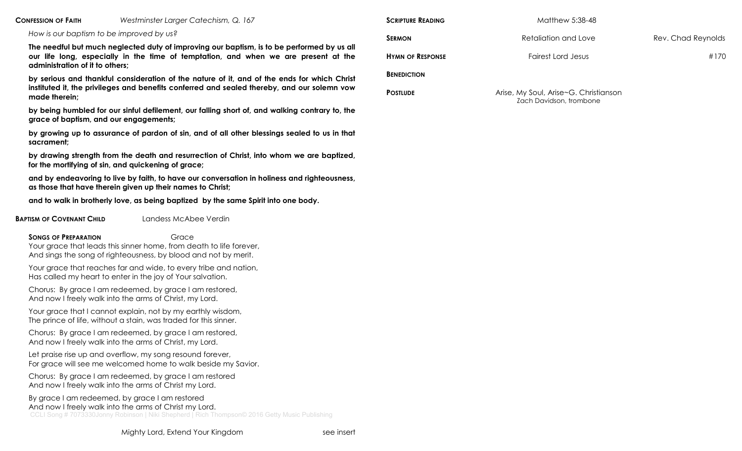**CONFESSION OF FAITH** *Westminster Larger Catechism, Q. 167*

*How is our baptism to be improved by us?*

**The needful but much neglected duty of improving our baptism, is to be performed by us all our life long, especially in the time of temptation, and when we are present at the administration of it to others;**

**by serious and thankful consideration of the nature of it, and of the ends for which Christ instituted it, the privileges and benefits conferred and sealed thereby, and our solemn vow made therein;**

**by being humbled for our sinful defilement, our falling short of, and walking contrary to, the grace of baptism, and our engagements;**

**by growing up to assurance of pardon of sin, and of all other blessings sealed to us in that sacrament;**

**by drawing strength from the death and resurrection of Christ, into whom we are baptized, for the mortifying of sin, and quickening of grace;**

**and by endeavoring to live by faith, to have our conversation in holiness and righteousness, as those that have therein given up their names to Christ;**

**and to walk in brotherly love, as being baptized by the same Spirit into one body.**

**BAPTISM OF COVENANT CHILD** Landess McAbee Verdin

**SONGS OF PREPARATION** Grace

Your grace that leads this sinner home, from death to life forever,
And sings the song of righteousness, by blood and not by merit.

Your grace that reaches far and wide, to every tribe and nation,
Has called my heart to enter in the joy of Your salvation.

Chorus: By grace I am redeemed, by grace I am restored,
And now I freely walk into the arms of Christ, my Lord.

Your grace that I cannot explain, not by my earthly wisdom,
The prince of life, without a stain, was traded for this sinner.

Chorus: By grace I am redeemed, by grace I am restored,
And now I freely walk into the arms of Christ, my Lord.

Let praise rise up and overflow, my song resound forever,
For grace will see me welcomed home to walk beside my Savior.

Chorus: By grace I am redeemed, by grace I am restored
And now I freely walk into the arms of Christ my Lord.

By grace I am redeemed, by grace I am restored
And now I freely walk into the arms of Christ my Lord.

CCLI Song # 7073330Jonny Robinson | Niki Shepherd | Rich Thompson© 2016 Getty Music Publishing

Mighty Lord, Extend Your Kingdom see insert

**SCRIPTURE READING** Matthew 5:38-48

**SERMON** Retaliation and Love Rev. Chad Reynolds

**HYMN OF RESPONSE** Fairest Lord Jesus #170

**BENEDICTION**

**POSTLUDE** Arise, My Soul, Arise~G. Christianson
Zach Davidson, trombone